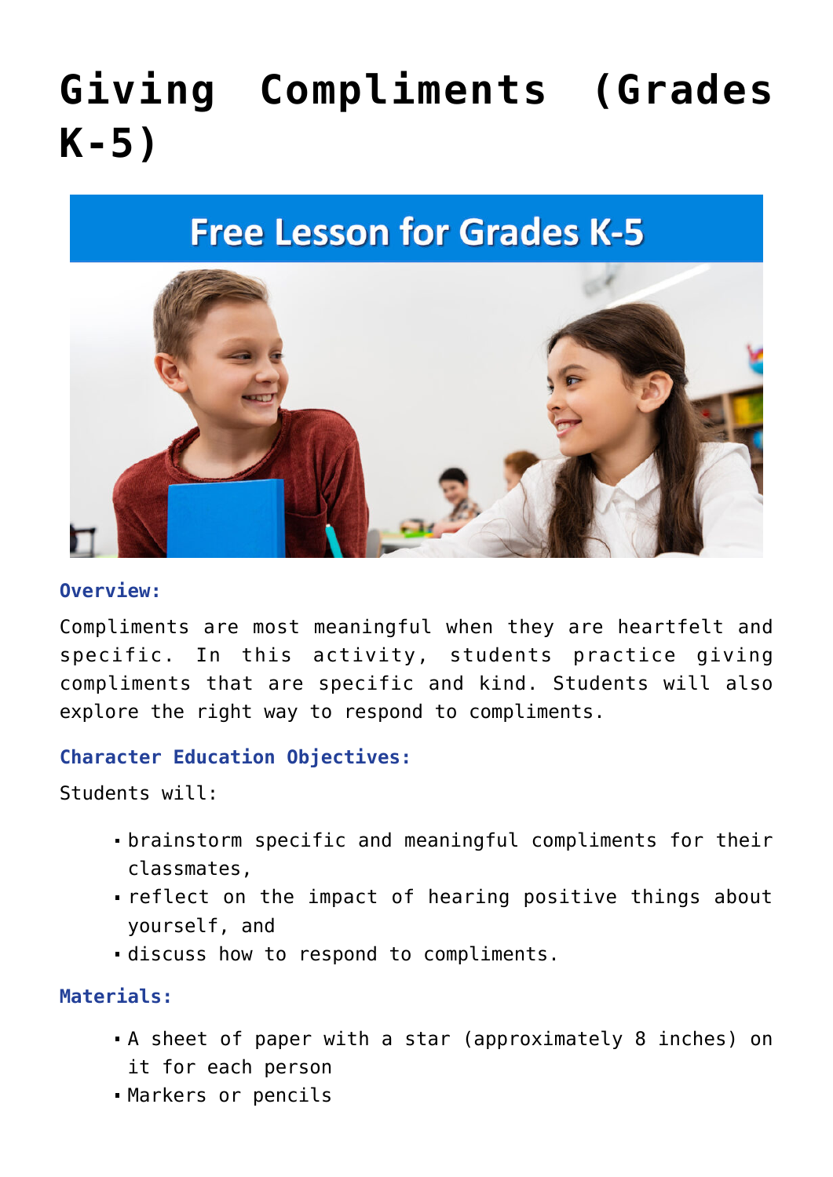# Giving Compliments (Grades K-5)

### Overview:

Compliments are most meaningful when they are heartfelt and specific. In this activity, students practice giving compliments that are specific and kind. Students will also explore the right way to respond to compliments.

### Character Education Objectives:

Students will:

- brainstorm specific and meaningful compliments for their classmates,
- reflect on the impact of hearing positive things about yourself, and
- discuss how to respond to compliments.

### Materials:

- A sheet of paper with a star (approximately 8 inches) on it for each person
- Markers or pencils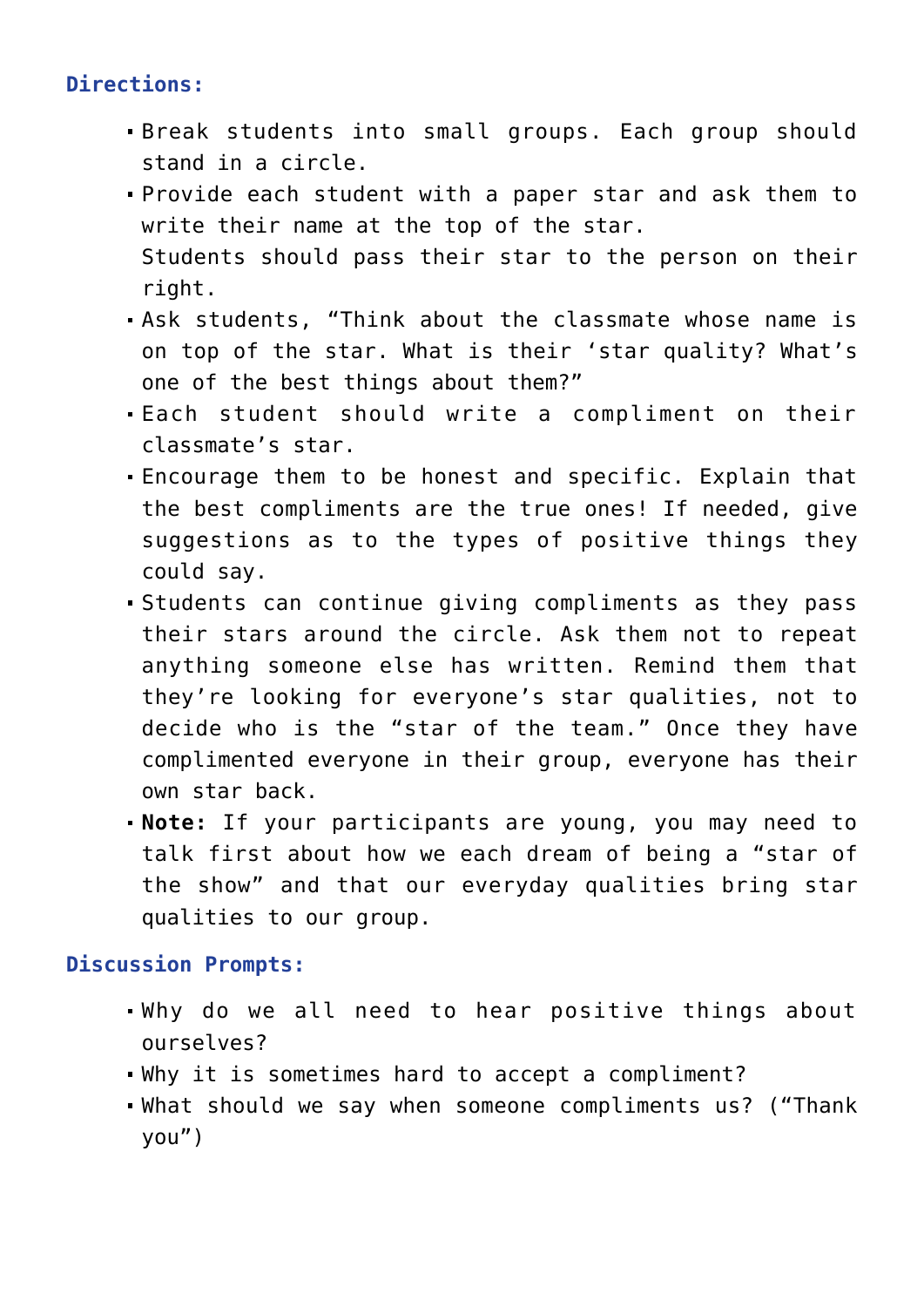**Directions:**

- Break students into small groups. Each group should stand in a circle.
- Provide each student with a paper star and ask them to write their name at the top of the star.
  Students should pass their star to the person on their right.
- Ask students, "Think about the classmate whose name is on top of the star. What is their 'star quality? What's one of the best things about them?"
- Each student should write a compliment on their classmate's star.
- Encourage them to be honest and specific. Explain that the best compliments are the true ones! If needed, give suggestions as to the types of positive things they could say.
- Students can continue giving compliments as they pass their stars around the circle. Ask them not to repeat anything someone else has written. Remind them that they're looking for everyone's star qualities, not to decide who is the "star of the team." Once they have complimented everyone in their group, everyone has their own star back.
- **Note:** If your participants are young, you may need to talk first about how we each dream of being a "star of the show" and that our everyday qualities bring star qualities to our group.

**Discussion Prompts:**

- Why do we all need to hear positive things about ourselves?
- Why it is sometimes hard to accept a compliment?
- What should we say when someone compliments us? ("Thank you")